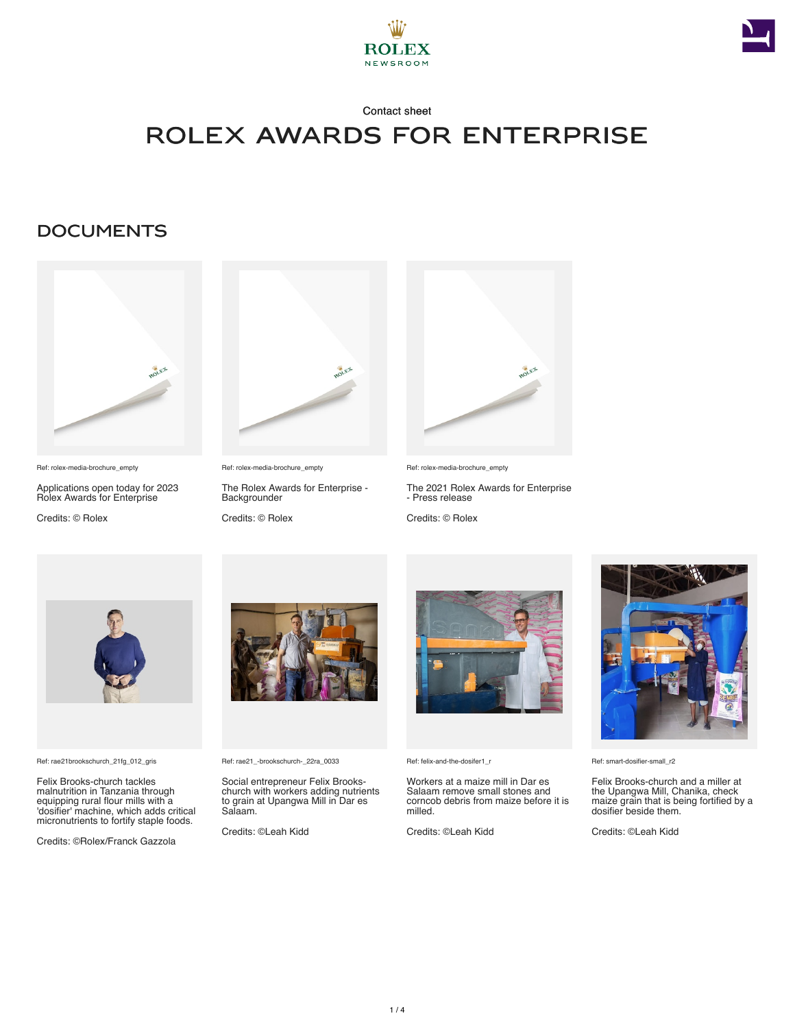Contact sheet

# ROLEX AWARDS FOR ENTERPRISE

## DOCUMENTS

Ref: rolex-media-brochure_empty

Applications open today for 2023 Rolex Awards for Enterprise

Credits: © Rolex

Ref: rolex-media-brochure_empty

The Rolex Awards for Enterprise - Backgrounder

Credits: © Rolex

Ref: rolex-media-brochure_empty

The 2021 Rolex Awards for Enterprise - Press release

Credits: © Rolex

Ref: rae21brookschurch_21fg_012_gris

Felix Brooks-church tackles malnutrition in Tanzania through equipping rural flour mills with a 'dosifier' machine, which adds critical micronutrients to fortify staple foods.

Credits: ©Rolex/Franck Gazzola

Ref: rae21_-brookschurch-_22ra_0033

Social entrepreneur Felix Brooks-church with workers adding nutrients to grain at Upangwa Mill in Dar es Salaam.

Credits: ©Leah Kidd

Ref: felix-and-the-dosifer1_r

Workers at a maize mill in Dar es Salaam remove small stones and corncob debris from maize before it is milled.

Credits: ©Leah Kidd

Ref: smart-dosifier-small_r2

Felix Brooks-church and a miller at the Upangwa Mill, Chanika, check maize grain that is being fortified by a dosifier beside them.

Credits: ©Leah Kidd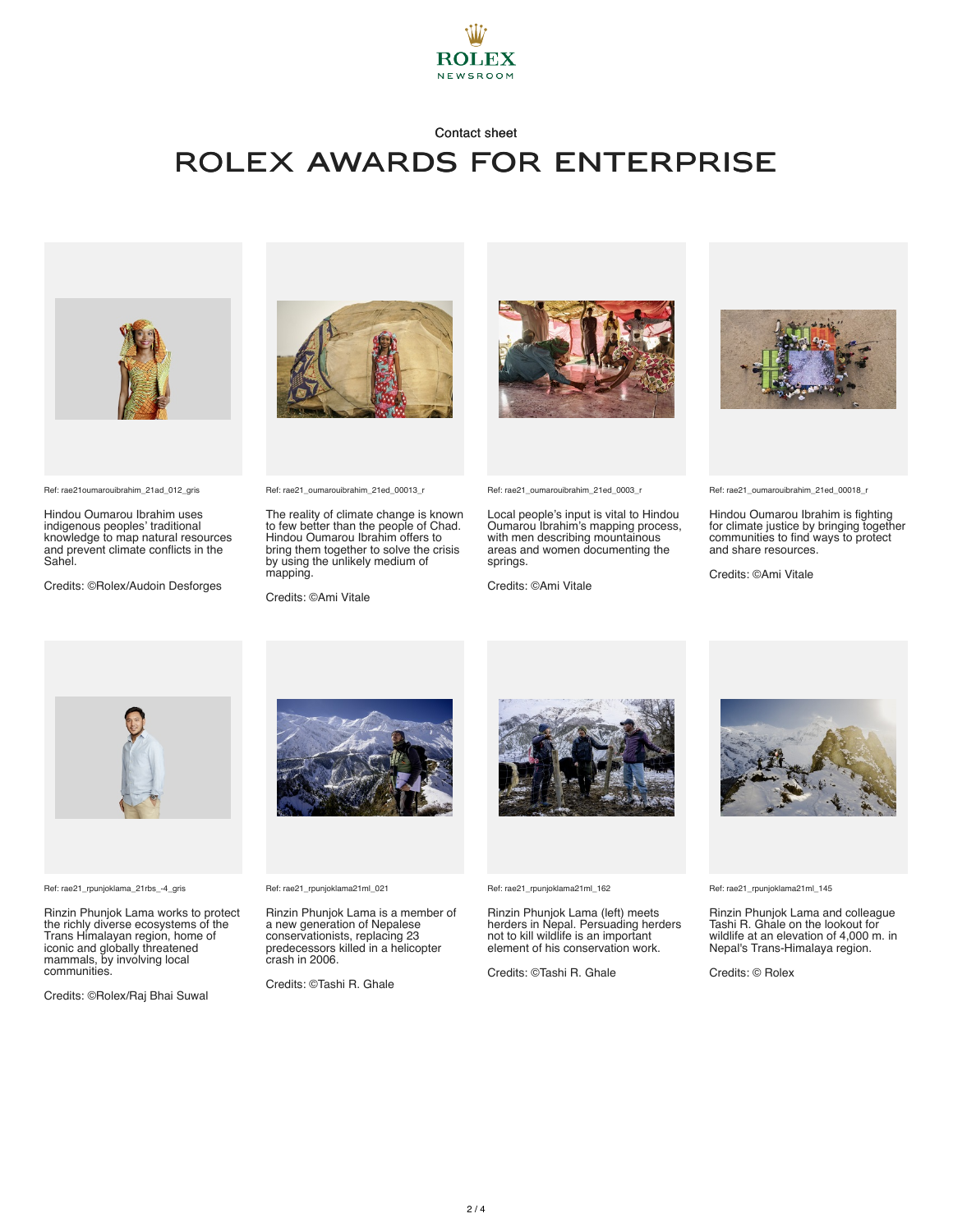ROLEX NEWSROOM

Contact sheet

# ROLEX AWARDS FOR ENTERPRISE

Ref: rae21oumarouibrahim_21ad_012_gris

Hindou Oumarou Ibrahim uses indigenous peoples' traditional knowledge to map natural resources and prevent climate conflicts in the Sahel.

Credits: ©Rolex/Audoin Desforges

Ref: rae21_oumarouibrahim_21ed_00013_r

The reality of climate change is known to few better than the people of Chad. Hindou Oumarou Ibrahim offers to bring them together to solve the crisis by using the unlikely medium of mapping.

Credits: ©Ami Vitale

Ref: rae21_oumarouibrahim_21ed_0003_r

Local people's input is vital to Hindou Oumarou Ibrahim's mapping process, with men describing mountainous areas and women documenting the springs.

Credits: ©Ami Vitale

Ref: rae21_oumarouibrahim_21ed_00018_r

Hindou Oumarou Ibrahim is fighting for climate justice by bringing together communities to find ways to protect and share resources.

Credits: ©Ami Vitale

Ref: rae21_rpunjoklama_21rbs_-4_gris

Rinzin Phunjok Lama works to protect the richly diverse ecosystems of the Trans Himalayan region, home of iconic and globally threatened mammals, by involving local communities.

Credits: ©Rolex/Raj Bhai Suwal

Ref: rae21_rpunjoklama21ml_021

Rinzin Phunjok Lama is a member of a new generation of Nepalese conservationists, replacing 23 predecessors killed in a helicopter crash in 2006.

Credits: ©Tashi R. Ghale

Ref: rae21_rpunjoklama21ml_162

Rinzin Phunjok Lama (left) meets herders in Nepal. Persuading herders not to kill wildlife is an important element of his conservation work.

Credits: ©Tashi R. Ghale

Ref: rae21_rpunjoklama21ml_145

Rinzin Phunjok Lama and colleague Tashi R. Ghale on the lookout for wildlife at an elevation of 4,000 m. in Nepal's Trans-Himalaya region.

Credits: © Rolex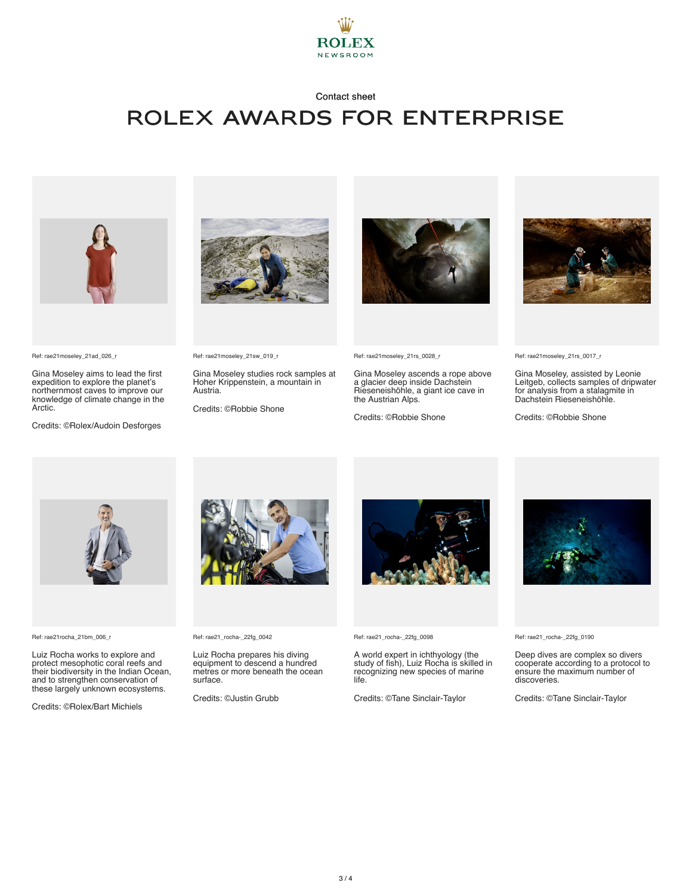ROLEX NEWSROOM

Contact sheet

# ROLEX AWARDS FOR ENTERPRISE

Ref: rae21moseley_21ad_026_r

Gina Moseley aims to lead the first expedition to explore the planet's northernmost caves to improve our knowledge of climate change in the Arctic.

Credits: ©Rolex/Audoin Desforges

Ref: rae21moseley_21sw_019_r

Gina Moseley studies rock samples at Hoher Krippenstein, a mountain in Austria.

Credits: ©Robbie Shone

Ref: rae21moseley_21rs_0028_r

Gina Moseley ascends a rope above a glacier deep inside Dachstein Rieseneishöhle, a giant ice cave in the Austrian Alps.

Credits: ©Robbie Shone

Ref: rae21moseley_21rs_0017_r

Gina Moseley, assisted by Leonie Leitgeb, collects samples of dripwater for analysis from a stalagmite in Dachstein Rieseneishöhle.

Credits: ©Robbie Shone

Ref: rae21rocha_21bm_006_r

Luiz Rocha works to explore and protect mesophotic coral reefs and their biodiversity in the Indian Ocean, and to strengthen conservation of these largely unknown ecosystems.

Credits: ©Rolex/Bart Michiels

Ref: rae21_rocha-_22fg_0042

Luiz Rocha prepares his diving equipment to descend a hundred metres or more beneath the ocean surface.

Credits: ©Justin Grubb

Ref: rae21_rocha-_22fg_0098

A world expert in ichthyology (the study of fish), Luiz Rocha is skilled in recognizing new species of marine life.

Credits: ©Tane Sinclair-Taylor

Ref: rae21_rocha-_22fg_0190

Deep dives are complex so divers cooperate according to a protocol to ensure the maximum number of discoveries.

Credits: ©Tane Sinclair-Taylor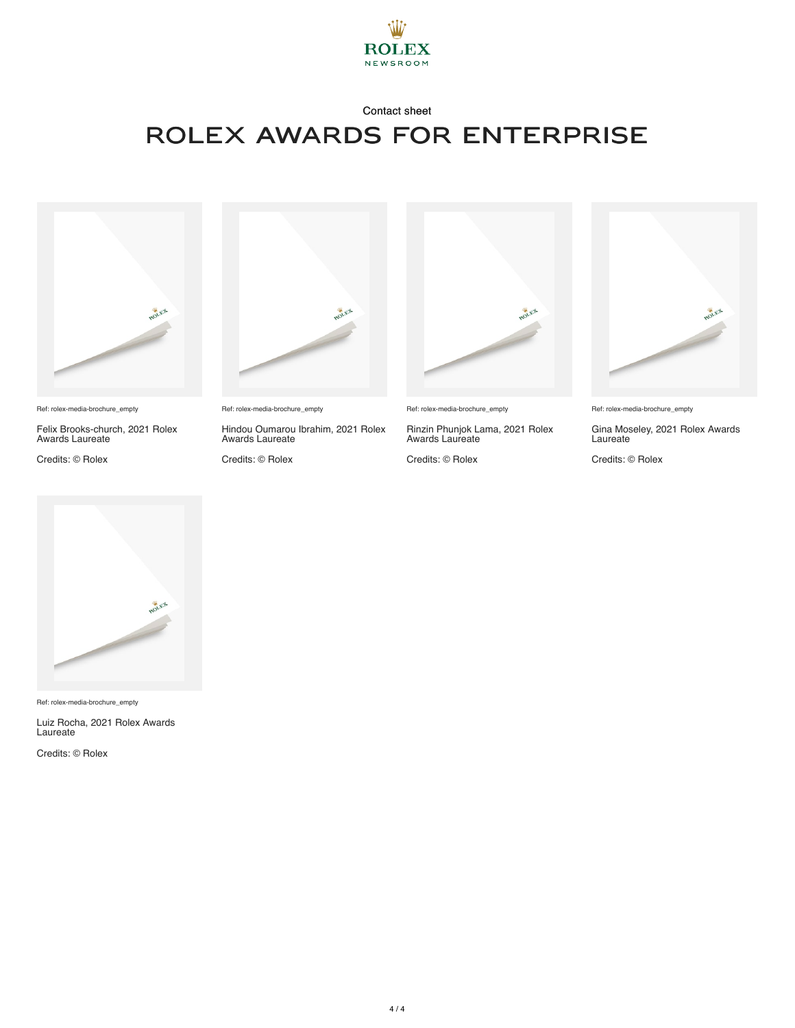Contact sheet

# ROLEX AWARDS FOR ENTERPRISE

Ref: rolex-media-brochure_empty

Felix Brooks-church, 2021 Rolex Awards Laureate

Credits: © Rolex

Ref: rolex-media-brochure_empty

Hindou Oumarou Ibrahim, 2021 Rolex Awards Laureate

Credits: © Rolex

Ref: rolex-media-brochure_empty

Rinzin Phunjok Lama, 2021 Rolex Awards Laureate

Credits: © Rolex

Ref: rolex-media-brochure_empty

Gina Moseley, 2021 Rolex Awards Laureate

Credits: © Rolex

Ref: rolex-media-brochure_empty

Luiz Rocha, 2021 Rolex Awards Laureate

Credits: © Rolex